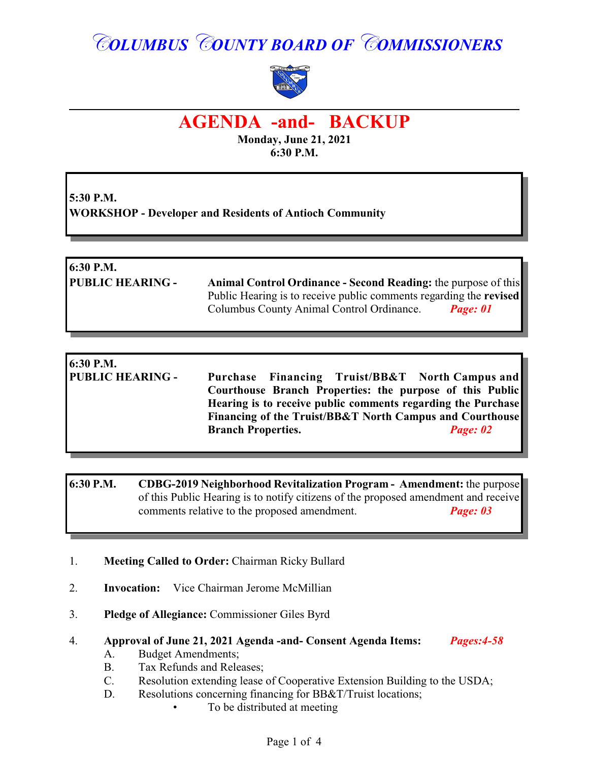# COLUMBUS COUNTY BOARD OF COMMISSIONERS

## AGENDA -and- BACKUP

**Monday, June 21, 2021**
**6:30 P.M.**

**5:30 P.M.**
**WORKSHOP - Developer and Residents of Antioch Community**

**6:30 P.M.**
**PUBLIC HEARING -** **Animal Control Ordinance - Second Reading:** the purpose of this Public Hearing is to receive public comments regarding the **revised** Columbus County Animal Control Ordinance. ***Page: 01***

**6:30 P.M.**
**PUBLIC HEARING -** **Purchase Financing Truist/BB&T North Campus and Courthouse Branch Properties: the purpose of this Public Hearing is to receive public comments regarding the Purchase Financing of the Truist/BB&T North Campus and Courthouse Branch Properties.** ***Page: 02***

**6:30 P.M.** **CDBG-2019 Neighborhood Revitalization Program - Amendment:** the purpose of this Public Hearing is to notify citizens of the proposed amendment and receive comments relative to the proposed amendment. ***Page: 03***

1. **Meeting Called to Order:** Chairman Ricky Bullard

2. **Invocation:** Vice Chairman Jerome McMillian

3. **Pledge of Allegiance:** Commissioner Giles Byrd

4. **Approval of June 21, 2021 Agenda -and- Consent Agenda Items:** ***Pages:4-58***
   - A. Budget Amendments;
   - B. Tax Refunds and Releases;
   - C. Resolution extending lease of Cooperative Extension Building to the USDA;
   - D. Resolutions concerning financing for BB&T/Truist locations;
     - To be distributed at meeting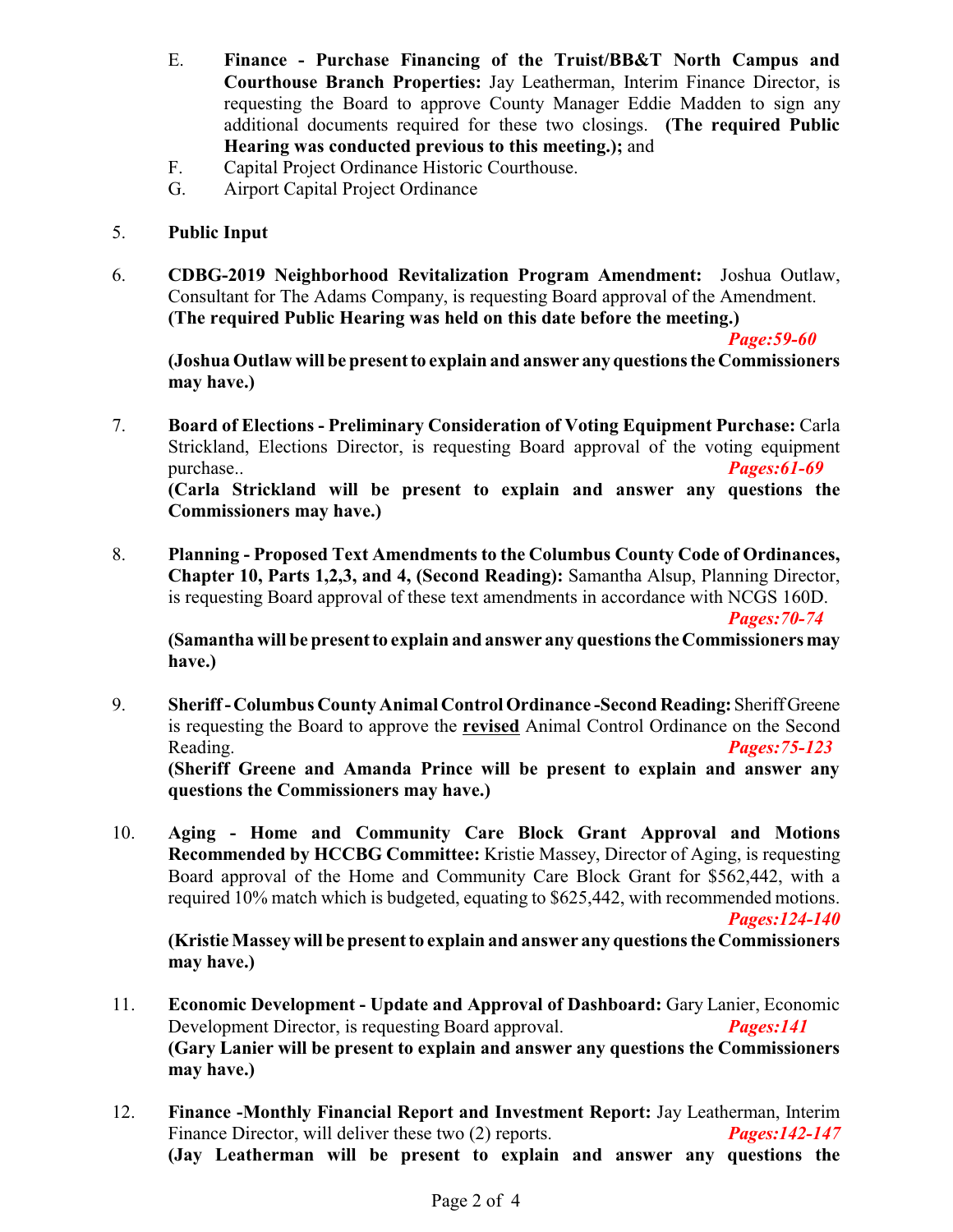E. **Finance - Purchase Financing of the Truist/BB&T North Campus and Courthouse Branch Properties:** Jay Leatherman, Interim Finance Director, is requesting the Board to approve County Manager Eddie Madden to sign any additional documents required for these two closings. **(The required Public Hearing was conducted previous to this meeting.);** and

F. Capital Project Ordinance Historic Courthouse.

G. Airport Capital Project Ordinance

5. **Public Input**

6. **CDBG-2019 Neighborhood Revitalization Program Amendment:** Joshua Outlaw, Consultant for The Adams Company, is requesting Board approval of the Amendment. **(The required Public Hearing was held on this date before the meeting.)**

   ***Page:59-60***

   **(Joshua Outlaw will be present to explain and answer any questions the Commissioners may have.)**

7. **Board of Elections - Preliminary Consideration of Voting Equipment Purchase:** Carla Strickland, Elections Director, is requesting Board approval of the voting equipment purchase.. ***Pages:61-69***

   **(Carla Strickland will be present to explain and answer any questions the Commissioners may have.)**

8. **Planning - Proposed Text Amendments to the Columbus County Code of Ordinances, Chapter 10, Parts 1,2,3, and 4, (Second Reading):** Samantha Alsup, Planning Director, is requesting Board approval of these text amendments in accordance with NCGS 160D.

   ***Pages:70-74***

   **(Samantha will be present to explain and answer any questions the Commissioners may have.)**

9. **Sheriff - Columbus County Animal Control Ordinance -Second Reading:** Sheriff Greene is requesting the Board to approve the <u>**revised**</u> Animal Control Ordinance on the Second Reading. ***Pages:75-123***

   **(Sheriff Greene and Amanda Prince will be present to explain and answer any questions the Commissioners may have.)**

10. **Aging - Home and Community Care Block Grant Approval and Motions Recommended by HCCBG Committee:** Kristie Massey, Director of Aging, is requesting Board approval of the Home and Community Care Block Grant for $562,442, with a required 10% match which is budgeted, equating to $625,442, with recommended motions.

    ***Pages:124-140***

    **(Kristie Massey will be present to explain and answer any questions the Commissioners may have.)**

11. **Economic Development - Update and Approval of Dashboard:** Gary Lanier, Economic Development Director, is requesting Board approval. ***Pages:141***

    **(Gary Lanier will be present to explain and answer any questions the Commissioners may have.)**

12. **Finance -Monthly Financial Report and Investment Report:** Jay Leatherman, Interim Finance Director, will deliver these two (2) reports. ***Pages:142-147***

    **(Jay Leatherman will be present to explain and answer any questions the**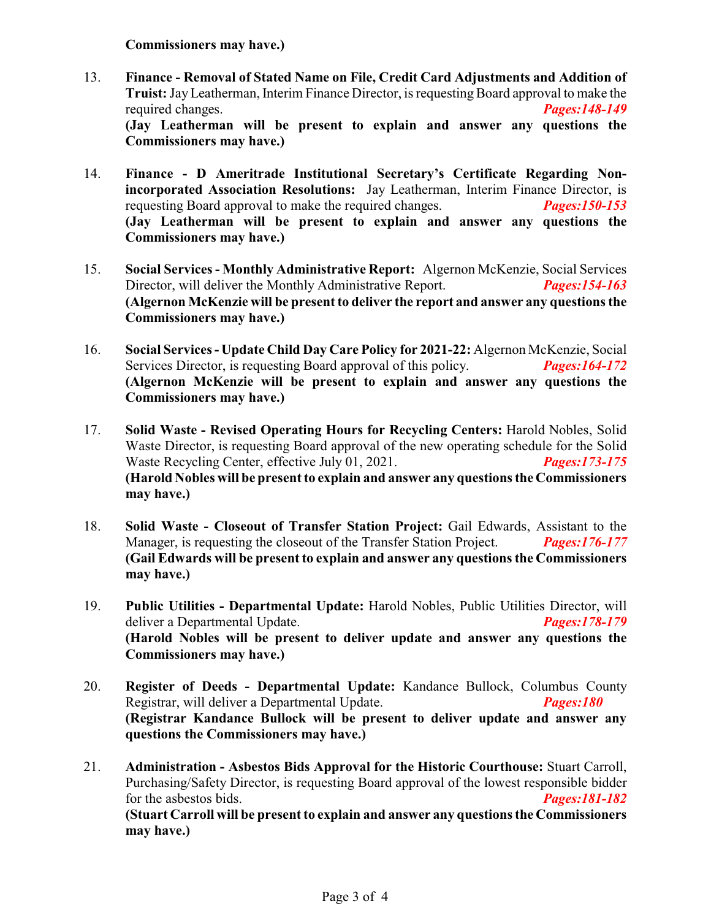**Commissioners may have.)**

13. **Finance - Removal of Stated Name on File, Credit Card Adjustments and Addition of Truist:** Jay Leatherman, Interim Finance Director, is requesting Board approval to make the required changes. ***Pages:148-149***
**(Jay Leatherman will be present to explain and answer any questions the Commissioners may have.)**

14. **Finance - D Ameritrade Institutional Secretary's Certificate Regarding Non-incorporated Association Resolutions:** Jay Leatherman, Interim Finance Director, is requesting Board approval to make the required changes. ***Pages:150-153***
**(Jay Leatherman will be present to explain and answer any questions the Commissioners may have.)**

15. **Social Services - Monthly Administrative Report:** Algernon McKenzie, Social Services Director, will deliver the Monthly Administrative Report. ***Pages:154-163***
**(Algernon McKenzie will be present to deliver the report and answer any questions the Commissioners may have.)**

16. **Social Services - Update Child Day Care Policy for 2021-22:** Algernon McKenzie, Social Services Director, is requesting Board approval of this policy. ***Pages:164-172***
**(Algernon McKenzie will be present to explain and answer any questions the Commissioners may have.)**

17. **Solid Waste - Revised Operating Hours for Recycling Centers:** Harold Nobles, Solid Waste Director, is requesting Board approval of the new operating schedule for the Solid Waste Recycling Center, effective July 01, 2021. ***Pages:173-175***
**(Harold Nobles will be present to explain and answer any questions the Commissioners may have.)**

18. **Solid Waste - Closeout of Transfer Station Project:** Gail Edwards, Assistant to the Manager, is requesting the closeout of the Transfer Station Project. ***Pages:176-177***
**(Gail Edwards will be present to explain and answer any questions the Commissioners may have.)**

19. **Public Utilities - Departmental Update:** Harold Nobles, Public Utilities Director, will deliver a Departmental Update. ***Pages:178-179***
**(Harold Nobles will be present to deliver update and answer any questions the Commissioners may have.)**

20. **Register of Deeds - Departmental Update:** Kandance Bullock, Columbus County Registrar, will deliver a Departmental Update. ***Pages:180***
**(Registrar Kandance Bullock will be present to deliver update and answer any questions the Commissioners may have.)**

21. **Administration - Asbestos Bids Approval for the Historic Courthouse:** Stuart Carroll, Purchasing/Safety Director, is requesting Board approval of the lowest responsible bidder for the asbestos bids. ***Pages:181-182***
**(Stuart Carroll will be present to explain and answer any questions the Commissioners may have.)**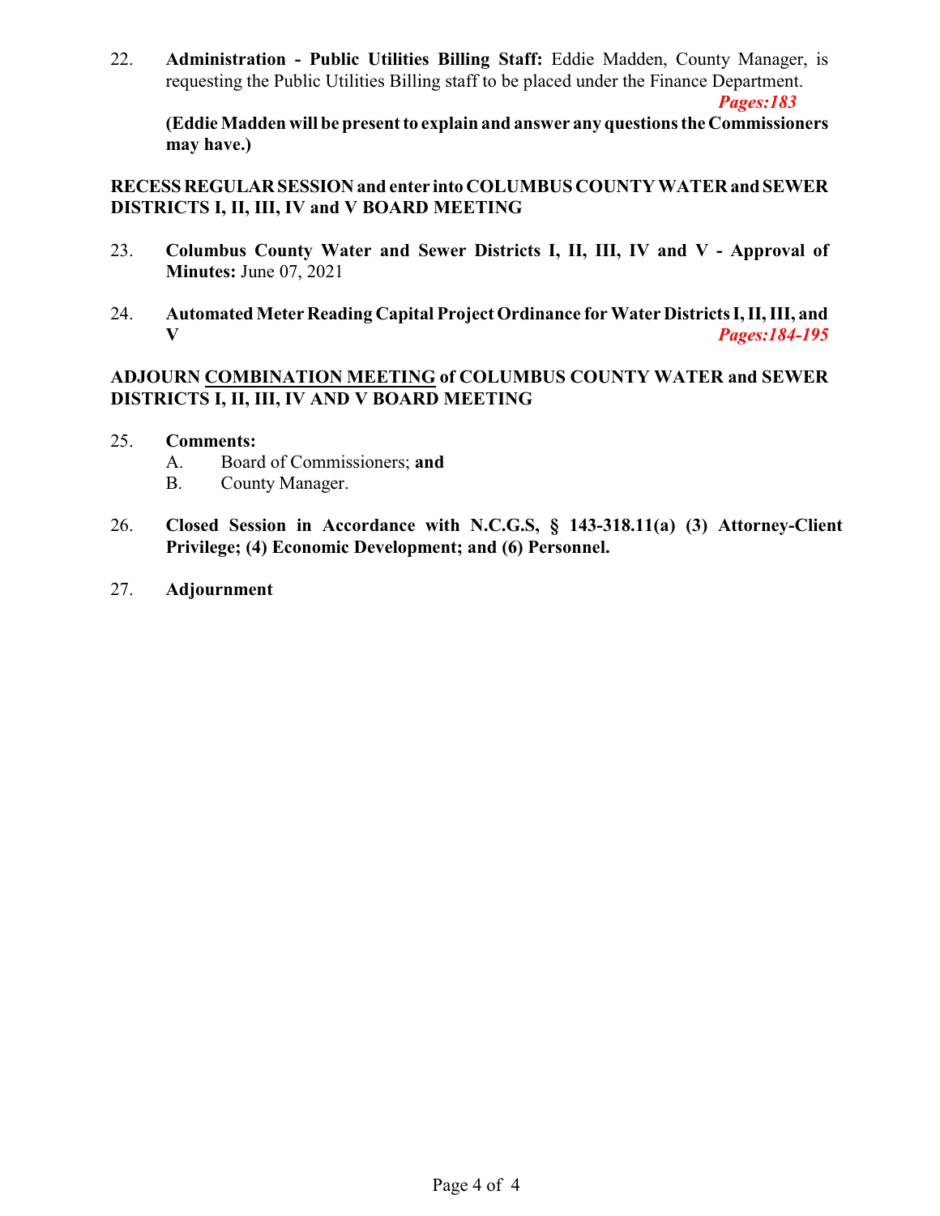22. **Administration - Public Utilities Billing Staff:** Eddie Madden, County Manager, is requesting the Public Utilities Billing staff to be placed under the Finance Department.
*Pages:183*
**(Eddie Madden will be present to explain and answer any questions the Commissioners may have.)**

**RECESS REGULAR SESSION and enter into COLUMBUS COUNTY WATER and SEWER DISTRICTS I, II, III, IV and V BOARD MEETING**

23. **Columbus County Water and Sewer Districts I, II, III, IV and V - Approval of Minutes:** June 07, 2021

24. **Automated Meter Reading Capital Project Ordinance for Water Districts I, II, III, and V** *Pages:184-195*

**ADJOURN COMBINATION MEETING of COLUMBUS COUNTY WATER and SEWER DISTRICTS I, II, III, IV AND V BOARD MEETING**

25. **Comments:**
    A. Board of Commissioners; **and**
    B. County Manager.

26. **Closed Session in Accordance with N.C.G.S, § 143-318.11(a) (3) Attorney-Client Privilege; (4) Economic Development; and (6) Personnel.**

27. **Adjournment**